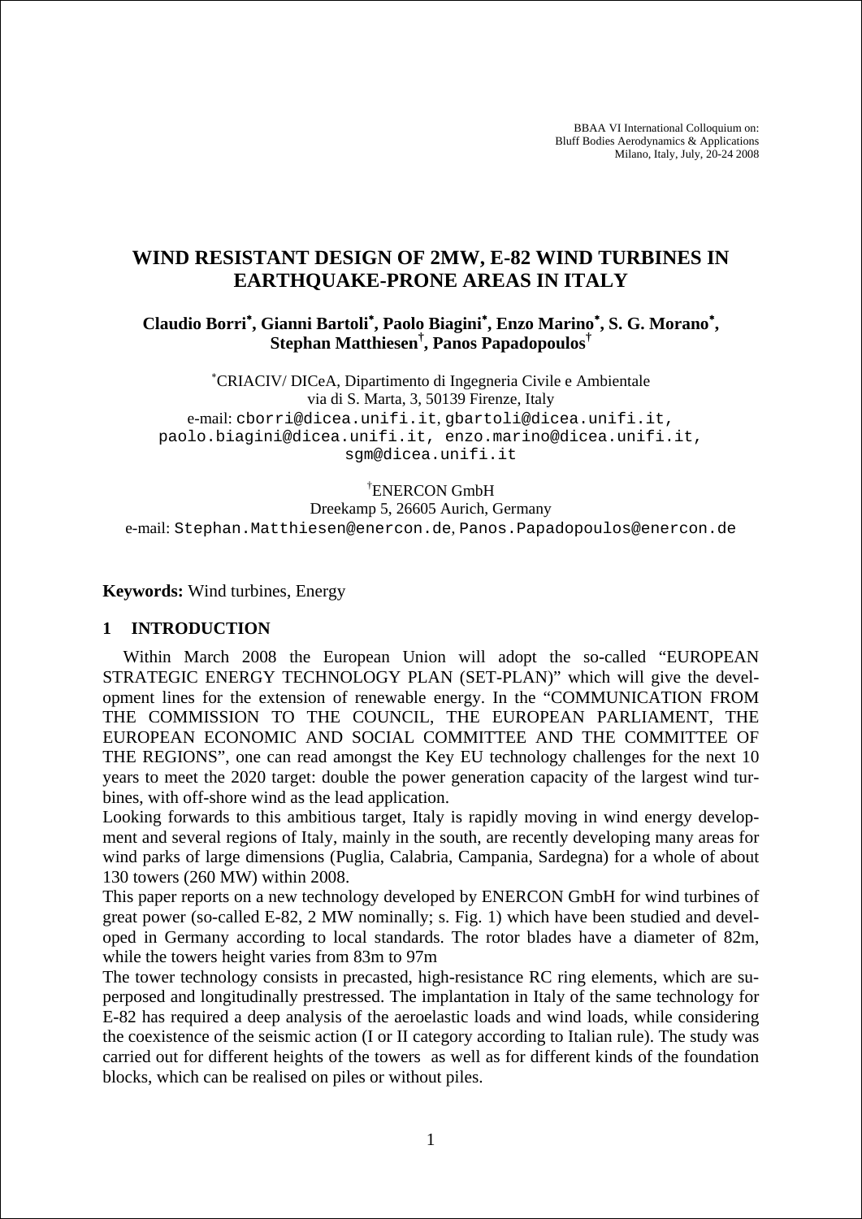BBAA VI International Colloquium on:
Bluff Bodies Aerodynamics & Applications
Milano, Italy, July, 20-24 2008

# WIND RESISTANT DESIGN OF 2MW, E-82 WIND TURBINES IN EARTHQUAKE-PRONE AREAS IN ITALY

**Claudio Borri[*], Gianni Bartoli[*], Paolo Biagini[*], Enzo Marino[*], S. G. Morano[*], Stephan Matthiesen[†], Panos Papadopoulos[†]**

[*]CRIACIV/ DICeA, Dipartimento di Ingegneria Civile e Ambientale
via di S. Marta, 3, 50139 Firenze, Italy
e-mail: cborri@dicea.unifi.it, gbartoli@dicea.unifi.it, paolo.biagini@dicea.unifi.it, enzo.marino@dicea.unifi.it, sgm@dicea.unifi.it

[†]ENERCON GmbH
Dreekamp 5, 26605 Aurich, Germany
e-mail: Stephan.Matthiesen@enercon.de, Panos.Papadopoulos@enercon.de

**Keywords:** Wind turbines, Energy

## 1 INTRODUCTION

Within March 2008 the European Union will adopt the so-called "EUROPEAN STRATEGIC ENERGY TECHNOLOGY PLAN (SET-PLAN)" which will give the development lines for the extension of renewable energy. In the "COMMUNICATION FROM THE COMMISSION TO THE COUNCIL, THE EUROPEAN PARLIAMENT, THE EUROPEAN ECONOMIC AND SOCIAL COMMITTEE AND THE COMMITTEE OF THE REGIONS", one can read amongst the Key EU technology challenges for the next 10 years to meet the 2020 target: double the power generation capacity of the largest wind turbines, with off-shore wind as the lead application.

Looking forwards to this ambitious target, Italy is rapidly moving in wind energy development and several regions of Italy, mainly in the south, are recently developing many areas for wind parks of large dimensions (Puglia, Calabria, Campania, Sardegna) for a whole of about 130 towers (260 MW) within 2008.

This paper reports on a new technology developed by ENERCON GmbH for wind turbines of great power (so-called E-82, 2 MW nominally; s. Fig. 1) which have been studied and developed in Germany according to local standards. The rotor blades have a diameter of 82m, while the towers height varies from 83m to 97m

The tower technology consists in precasted, high-resistance RC ring elements, which are superposed and longitudinally prestressed. The implantation in Italy of the same technology for E-82 has required a deep analysis of the aeroelastic loads and wind loads, while considering the coexistence of the seismic action (I or II category according to Italian rule). The study was carried out for different heights of the towers as well as for different kinds of the foundation blocks, which can be realised on piles or without piles.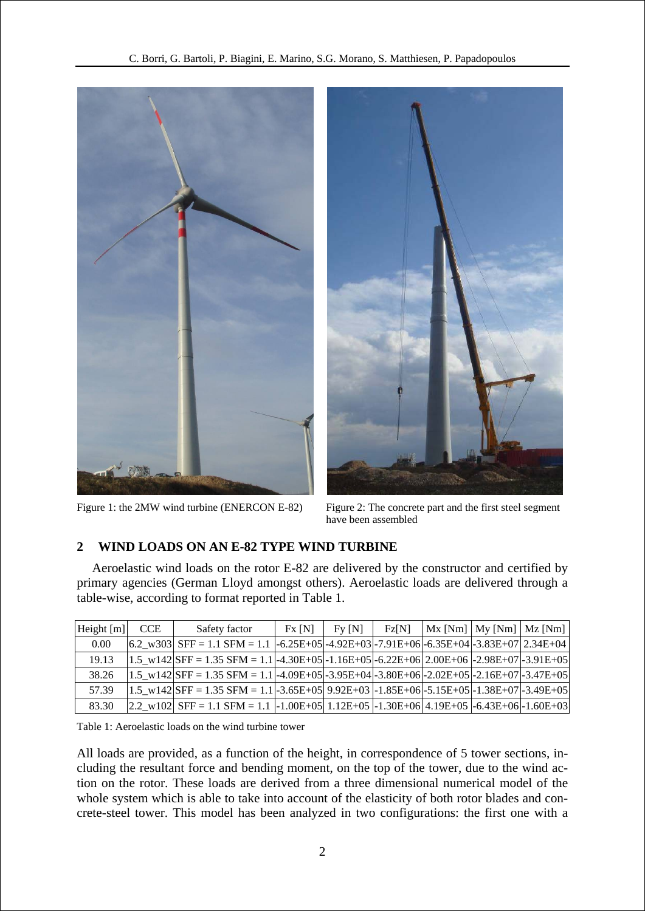Figure 1: the 2MW wind turbine (ENERCON E-82)

Figure 2: The concrete part and the first steel segment have been assembled

## 2 WIND LOADS ON AN E-82 TYPE WIND TURBINE

Aeroelastic wind loads on the rotor E-82 are delivered by the constructor and certified by primary agencies (German Lloyd amongst others). Aeroelastic loads are delivered through a table-wise, according to format reported in Table 1.

| Height [m] | CCE | Safety factor | Fx [N] | Fy [N] | Fz[N] | Mx [Nm] | My [Nm] | Mz [Nm] |
|---|---|---|---|---|---|---|---|---|
| 0.00 | 6.2_w303 | SFF = 1.1 SFM = 1.1 | -6.25E+05 | -4.92E+03 | -7.91E+06 | -6.35E+04 | -3.83E+07 | 2.34E+04 |
| 19.13 | 1.5_w142 | SFF = 1.35 SFM = 1.1 | -4.30E+05 | -1.16E+05 | -6.22E+06 | 2.00E+06 | -2.98E+07 | -3.91E+05 |
| 38.26 | 1.5_w142 | SFF = 1.35 SFM = 1.1 | -4.09E+05 | -3.95E+04 | -3.80E+06 | -2.02E+05 | -2.16E+07 | -3.47E+05 |
| 57.39 | 1.5_w142 | SFF = 1.35 SFM = 1.1 | -3.65E+05 | 9.92E+03 | -1.85E+06 | -5.15E+05 | -1.38E+07 | -3.49E+05 |
| 83.30 | 2.2_w102 | SFF = 1.1 SFM = 1.1 | -1.00E+05 | 1.12E+05 | -1.30E+06 | 4.19E+05 | -6.43E+06 | -1.60E+03 |

Table 1: Aeroelastic loads on the wind turbine tower

All loads are provided, as a function of the height, in correspondence of 5 tower sections, including the resultant force and bending moment, on the top of the tower, due to the wind action on the rotor. These loads are derived from a three dimensional numerical model of the whole system which is able to take into account of the elasticity of both rotor blades and concrete-steel tower. This model has been analyzed in two configurations: the first one with a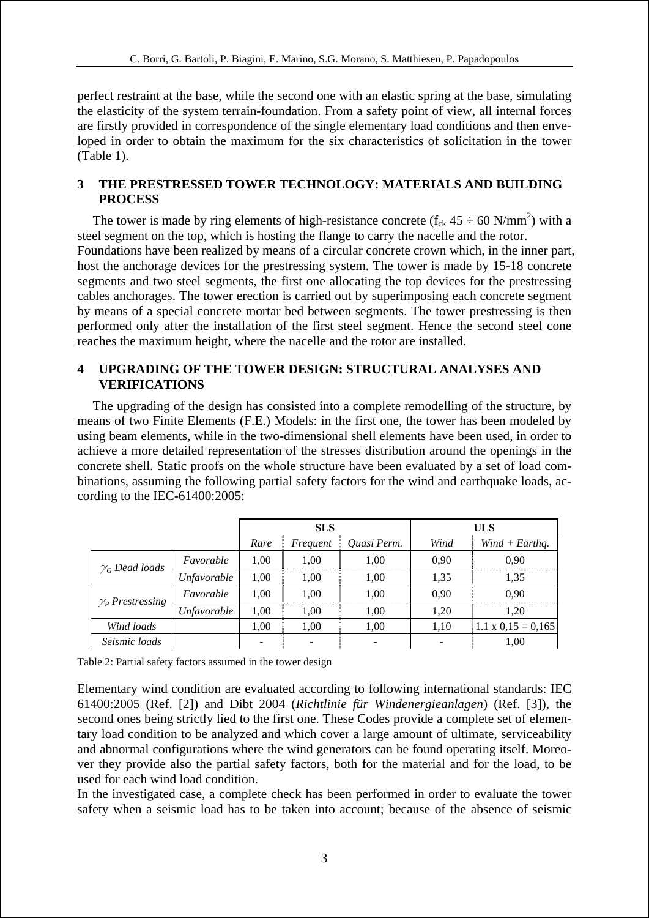perfect restraint at the base, while the second one with an elastic spring at the base, simulating the elasticity of the system terrain-foundation. From a safety point of view, all internal forces are firstly provided in correspondence of the single elementary load conditions and then enveloped in order to obtain the maximum for the six characteristics of solicitation in the tower (Table 1).

## 3 THE PRESTRESSED TOWER TECHNOLOGY: MATERIALS AND BUILDING PROCESS

The tower is made by ring elements of high-resistance concrete ($f_{ck}$ 45 ÷ 60 N/mm$^2$) with a steel segment on the top, which is hosting the flange to carry the nacelle and the rotor.
Foundations have been realized by means of a circular concrete crown which, in the inner part, host the anchorage devices for the prestressing system. The tower is made by 15-18 concrete segments and two steel segments, the first one allocating the top devices for the prestressing cables anchorages. The tower erection is carried out by superimposing each concrete segment by means of a special concrete mortar bed between segments. The tower prestressing is then performed only after the installation of the first steel segment. Hence the second steel cone reaches the maximum height, where the nacelle and the rotor are installed.

## 4 UPGRADING OF THE TOWER DESIGN: STRUCTURAL ANALYSES AND VERIFICATIONS

The upgrading of the design has consisted into a complete remodelling of the structure, by means of two Finite Elements (F.E.) Models: in the first one, the tower has been modeled by using beam elements, while in the two-dimensional shell elements have been used, in order to achieve a more detailed representation of the stresses distribution around the openings in the concrete shell. Static proofs on the whole structure have been evaluated by a set of load combinations, assuming the following partial safety factors for the wind and earthquake loads, according to the IEC-61400:2005:

| | | SLS | | | ULS | |
|---|---|---|---|---|---|---|
| | | *Rare* | *Frequent* | *Quasi Perm.* | *Wind* | *Wind + Earthq.* |
| *$\gamma_G$ Dead loads* | *Favorable* | 1,00 | 1,00 | 1,00 | 0,90 | 0,90 |
| | *Unfavorable* | 1,00 | 1,00 | 1,00 | 1,35 | 1,35 |
| *$\gamma_P$ Prestressing* | *Favorable* | 1,00 | 1,00 | 1,00 | 0,90 | 0,90 |
| | *Unfavorable* | 1,00 | 1,00 | 1,00 | 1,20 | 1,20 |
| *Wind loads* | | 1,00 | 1,00 | 1,00 | 1,10 | 1.1 x 0,15 = 0,165 |
| *Seismic loads* | | - | - | - | - | 1,00 |

Table 2: Partial safety factors assumed in the tower design

Elementary wind condition are evaluated according to following international standards: IEC 61400:2005 (Ref. [2]) and Dibt 2004 (*Richtlinie für Windenergieanlagen*) (Ref. [3]), the second ones being strictly lied to the first one. These Codes provide a complete set of elementary load condition to be analyzed and which cover a large amount of ultimate, serviceability and abnormal configurations where the wind generators can be found operating itself. Moreover they provide also the partial safety factors, both for the material and for the load, to be used for each wind load condition.
In the investigated case, a complete check has been performed in order to evaluate the tower safety when a seismic load has to be taken into account; because of the absence of seismic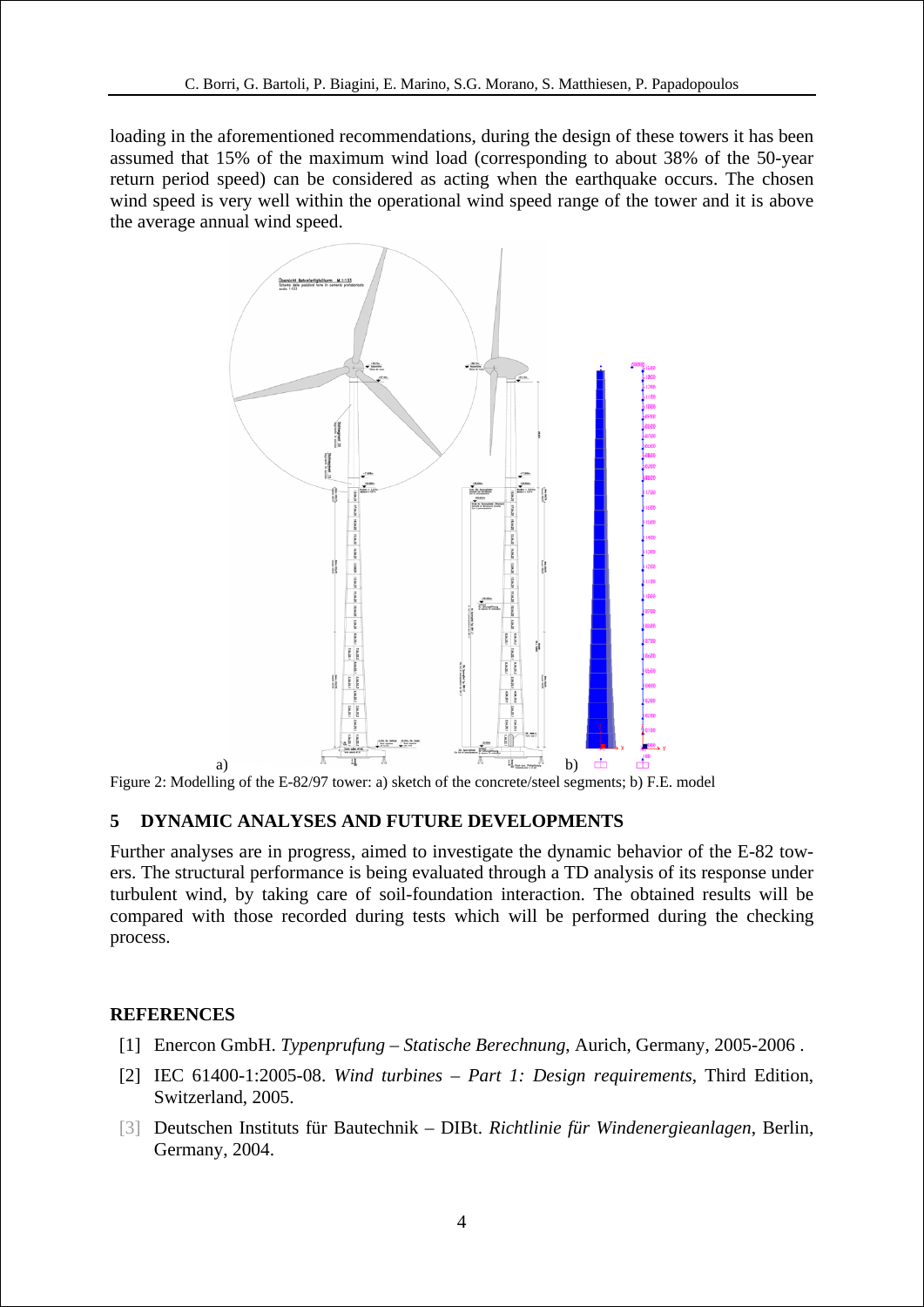loading in the aforementioned recommendations, during the design of these towers it has been assumed that 15% of the maximum wind load (corresponding to about 38% of the 50-year return period speed) can be considered as acting when the earthquake occurs. The chosen wind speed is very well within the operational wind speed range of the tower and it is above the average annual wind speed.

a)

b)

Figure 2: Modelling of the E-82/97 tower: a) sketch of the concrete/steel segments; b) F.E. model

## 5 DYNAMIC ANALYSES AND FUTURE DEVELOPMENTS

Further analyses are in progress, aimed to investigate the dynamic behavior of the E-82 towers. The structural performance is being evaluated through a TD analysis of its response under turbulent wind, by taking care of soil-foundation interaction. The obtained results will be compared with those recorded during tests which will be performed during the checking process.

## REFERENCES

[1] Enercon GmbH. *Typenprufung – Statische Berechnung*, Aurich, Germany, 2005-2006 .

[2] IEC 61400-1:2005-08. *Wind turbines – Part 1: Design requirements*, Third Edition, Switzerland, 2005.

[3] Deutschen Instituts für Bautechnik – DIBt. *Richtlinie für Windenergieanlagen*, Berlin, Germany, 2004.